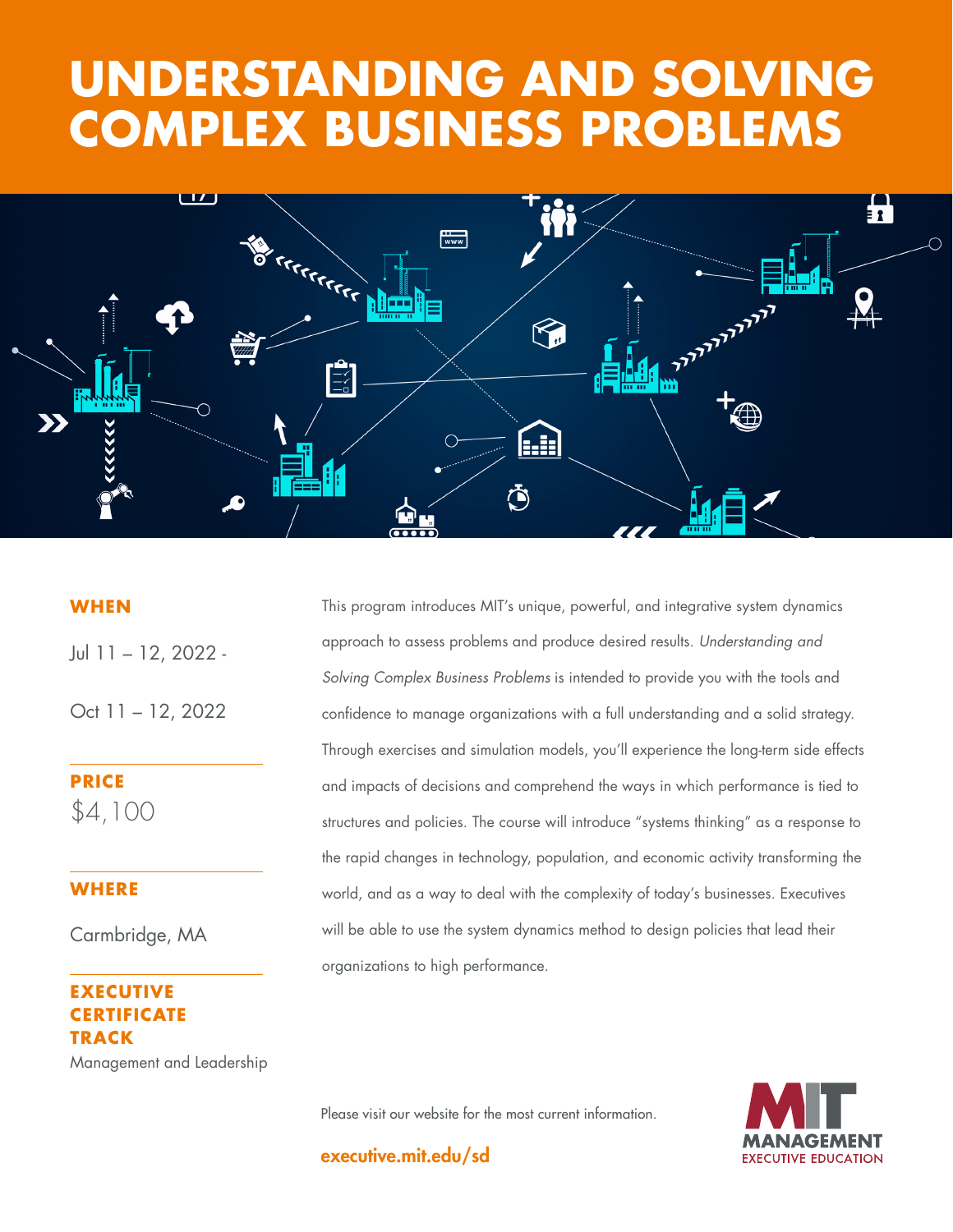# UNDERSTANDING AND SOLVING COMPLEX BUSINESS PROBLEMS

**WHEN**

Jul 11 – 12, 2022 -

Oct 11 – 12, 2022

**PRICE**

$4,100

**WHERE**

Carmbridge, MA

**EXECUTIVE CERTIFICATE TRACK**

Management and Leadership

This program introduces MIT's unique, powerful, and integrative system dynamics approach to assess problems and produce desired results. *Understanding and Solving Complex Business Problems* is intended to provide you with the tools and confidence to manage organizations with a full understanding and a solid strategy. Through exercises and simulation models, you'll experience the long-term side effects and impacts of decisions and comprehend the ways in which performance is tied to structures and policies. The course will introduce "systems thinking" as a response to the rapid changes in technology, population, and economic activity transforming the world, and as a way to deal with the complexity of today's businesses. Executives will be able to use the system dynamics method to design policies that lead their organizations to high performance.

Please visit our website for the most current information.

**executive.mit.edu/sd**

MIT MANAGEMENT EXECUTIVE EDUCATION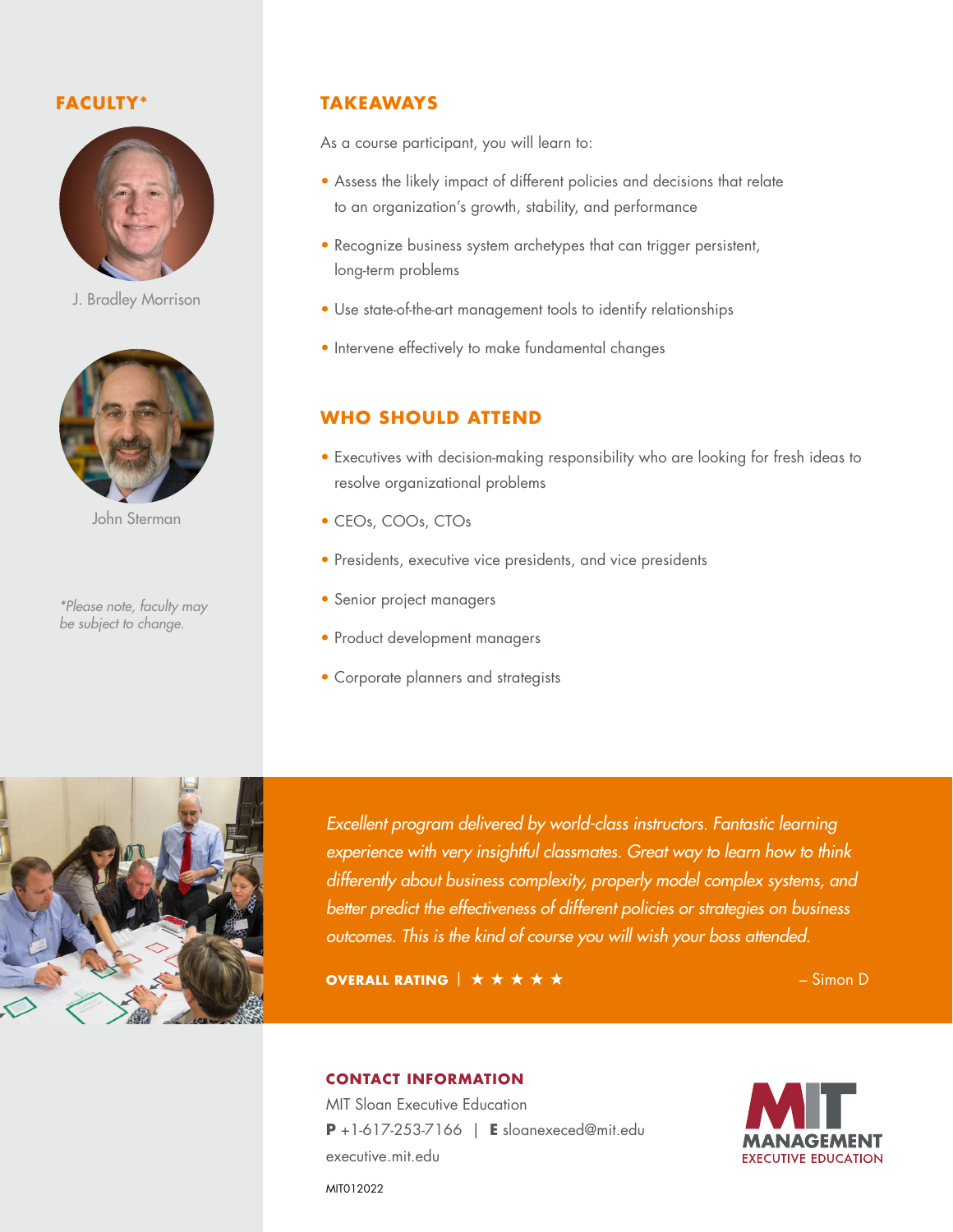## FACULTY*

J. Bradley Morrison

John Sterman

*\*Please note, faculty may be subject to change.*

## TAKEAWAYS

As a course participant, you will learn to:

- Assess the likely impact of different policies and decisions that relate to an organization's growth, stability, and performance
- Recognize business system archetypes that can trigger persistent, long-term problems
- Use state-of-the-art management tools to identify relationships
- Intervene effectively to make fundamental changes

## WHO SHOULD ATTEND

- Executives with decision-making responsibility who are looking for fresh ideas to resolve organizational problems
- CEOs, COOs, CTOs
- Presidents, executive vice presidents, and vice presidents
- Senior project managers
- Product development managers
- Corporate planners and strategists

*Excellent program delivered by world-class instructors. Fantastic learning experience with very insightful classmates. Great way to learn how to think differently about business complexity, properly model complex systems, and better predict the effectiveness of different policies or strategies on business outcomes. This is the kind of course you will wish your boss attended.*

**OVERALL RATING** | ★ ★ ★ ★ ★ – Simon D

## CONTACT INFORMATION

MIT Sloan Executive Education

**P** +1-617-253-7166 | **E** sloanexeced@mit.edu

executive.mit.edu

MIT MANAGEMENT EXECUTIVE EDUCATION

MIT012022